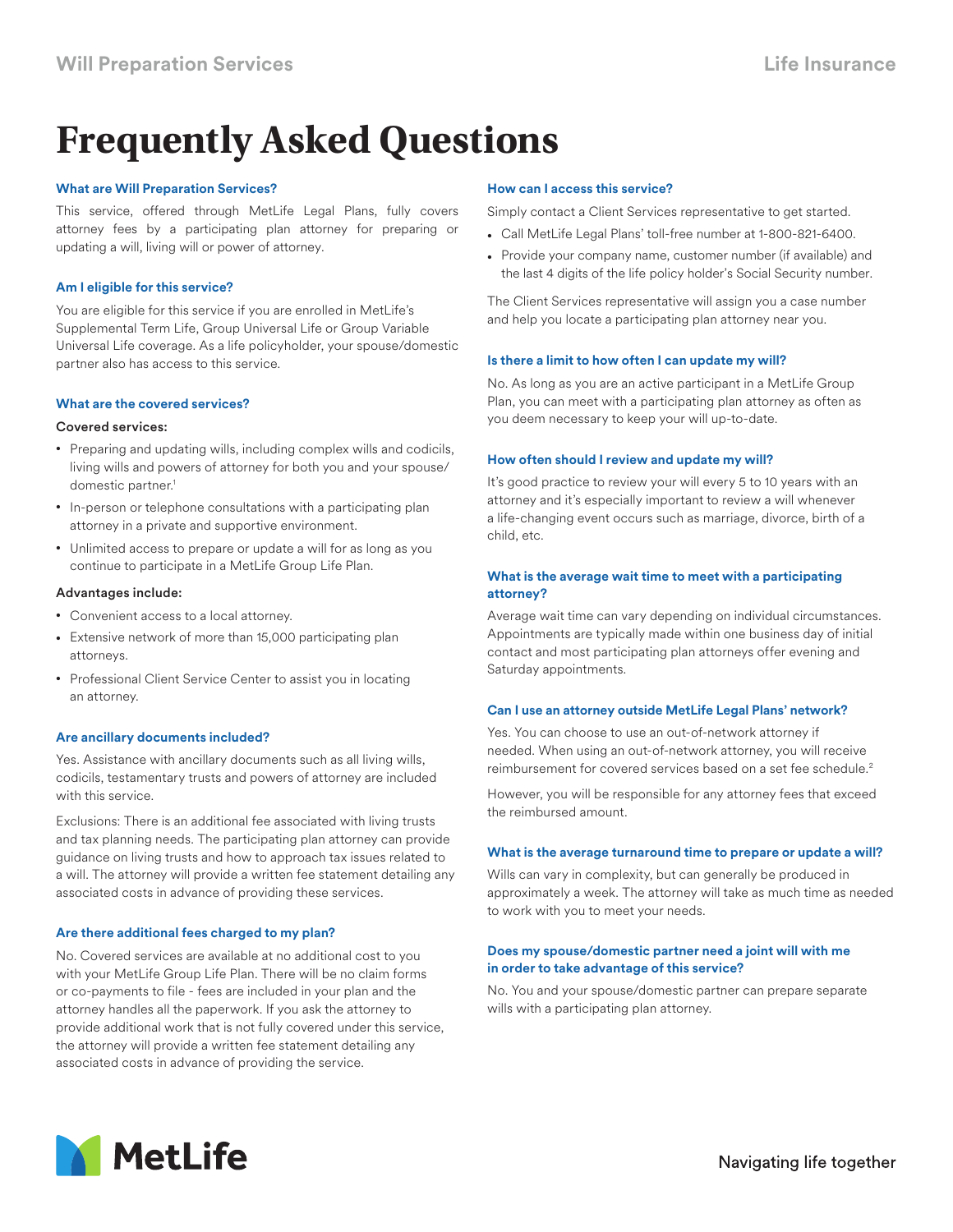# Frequently Asked Questions

### What are Will Preparation Services?

This service, offered through MetLife Legal Plans, fully covers attorney fees by a participating plan attorney for preparing or updating a will, living will or power of attorney.

### Am I eligible for this service?

You are eligible for this service if you are enrolled in MetLife's Supplemental Term Life, Group Universal Life or Group Variable Universal Life coverage. As a life policyholder, your spouse/domestic partner also has access to this service.

### What are the covered services?

**Covered services:**

- Preparing and updating wills, including complex wills and codicils, living wills and powers of attorney for both you and your spouse/domestic partner.[1]
- In-person or telephone consultations with a participating plan attorney in a private and supportive environment.
- Unlimited access to prepare or update a will for as long as you continue to participate in a MetLife Group Life Plan.

**Advantages include:**

- Convenient access to a local attorney.
- Extensive network of more than 15,000 participating plan attorneys.
- Professional Client Service Center to assist you in locating an attorney.

### Are ancillary documents included?

Yes. Assistance with ancillary documents such as all living wills, codicils, testamentary trusts and powers of attorney are included with this service.

Exclusions: There is an additional fee associated with living trusts and tax planning needs. The participating plan attorney can provide guidance on living trusts and how to approach tax issues related to a will. The attorney will provide a written fee statement detailing any associated costs in advance of providing these services.

### Are there additional fees charged to my plan?

No. Covered services are available at no additional cost to you with your MetLife Group Life Plan. There will be no claim forms or co-payments to file - fees are included in your plan and the attorney handles all the paperwork. If you ask the attorney to provide additional work that is not fully covered under this service, the attorney will provide a written fee statement detailing any associated costs in advance of providing the service.

### How can I access this service?

Simply contact a Client Services representative to get started.

- Call MetLife Legal Plans' toll-free number at 1-800-821-6400.
- Provide your company name, customer number (if available) and the last 4 digits of the life policy holder's Social Security number.

The Client Services representative will assign you a case number and help you locate a participating plan attorney near you.

### Is there a limit to how often I can update my will?

No. As long as you are an active participant in a MetLife Group Plan, you can meet with a participating plan attorney as often as you deem necessary to keep your will up-to-date.

### How often should I review and update my will?

It's good practice to review your will every 5 to 10 years with an attorney and it's especially important to review a will whenever a life-changing event occurs such as marriage, divorce, birth of a child, etc.

### What is the average wait time to meet with a participating attorney?

Average wait time can vary depending on individual circumstances. Appointments are typically made within one business day of initial contact and most participating plan attorneys offer evening and Saturday appointments.

### Can I use an attorney outside MetLife Legal Plans' network?

Yes. You can choose to use an out-of-network attorney if needed. When using an out-of-network attorney, you will receive reimbursement for covered services based on a set fee schedule.[2]

However, you will be responsible for any attorney fees that exceed the reimbursed amount.

### What is the average turnaround time to prepare or update a will?

Wills can vary in complexity, but can generally be produced in approximately a week. The attorney will take as much time as needed to work with you to meet your needs.

### Does my spouse/domestic partner need a joint will with me in order to take advantage of this service?

No. You and your spouse/domestic partner can prepare separate wills with a participating plan attorney.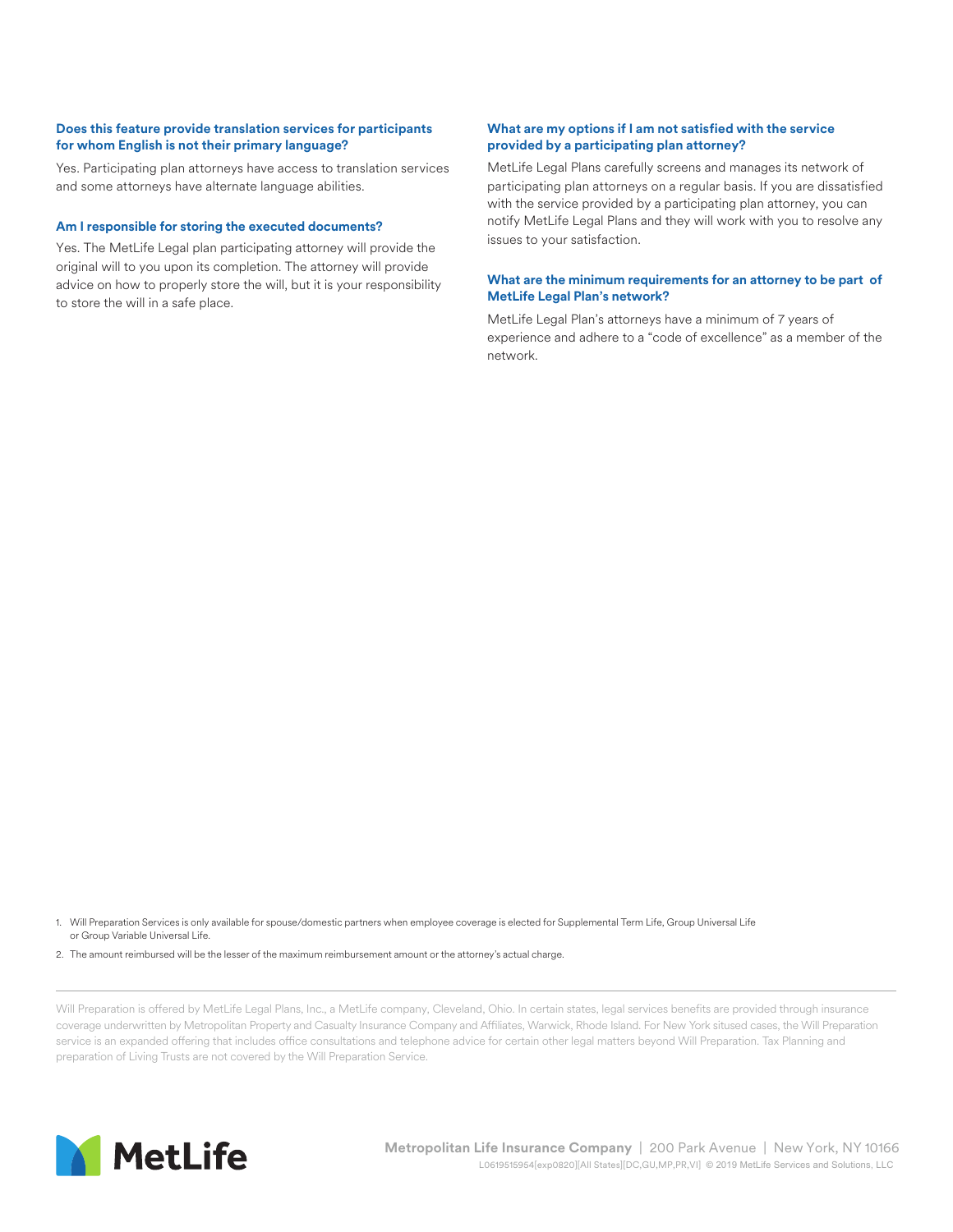### Does this feature provide translation services for participants for whom English is not their primary language?

Yes. Participating plan attorneys have access to translation services and some attorneys have alternate language abilities.

### Am I responsible for storing the executed documents?

Yes. The MetLife Legal plan participating attorney will provide the original will to you upon its completion. The attorney will provide advice on how to properly store the will, but it is your responsibility to store the will in a safe place.

### What are my options if I am not satisfied with the service provided by a participating plan attorney?

MetLife Legal Plans carefully screens and manages its network of participating plan attorneys on a regular basis. If you are dissatisfied with the service provided by a participating plan attorney, you can notify MetLife Legal Plans and they will work with you to resolve any issues to your satisfaction.

### What are the minimum requirements for an attorney to be part of MetLife Legal Plan's network?

MetLife Legal Plan's attorneys have a minimum of 7 years of experience and adhere to a "code of excellence" as a member of the network.

1. Will Preparation Services is only available for spouse/domestic partners when employee coverage is elected for Supplemental Term Life, Group Universal Life or Group Variable Universal Life.
2. The amount reimbursed will be the lesser of the maximum reimbursement amount or the attorney's actual charge.

Will Preparation is offered by MetLife Legal Plans, Inc., a MetLife company, Cleveland, Ohio. In certain states, legal services benefits are provided through insurance coverage underwritten by Metropolitan Property and Casualty Insurance Company and Affiliates, Warwick, Rhode Island. For New York sitused cases, the Will Preparation service is an expanded offering that includes office consultations and telephone advice for certain other legal matters beyond Will Preparation. Tax Planning and preparation of Living Trusts are not covered by the Will Preparation Service.

MetLife

**Metropolitan Life Insurance Company** | 200 Park Avenue | New York, NY 10166

L0619515954[exp0820][All States][DC,GU,MP,PR,VI] © 2019 MetLife Services and Solutions, LLC